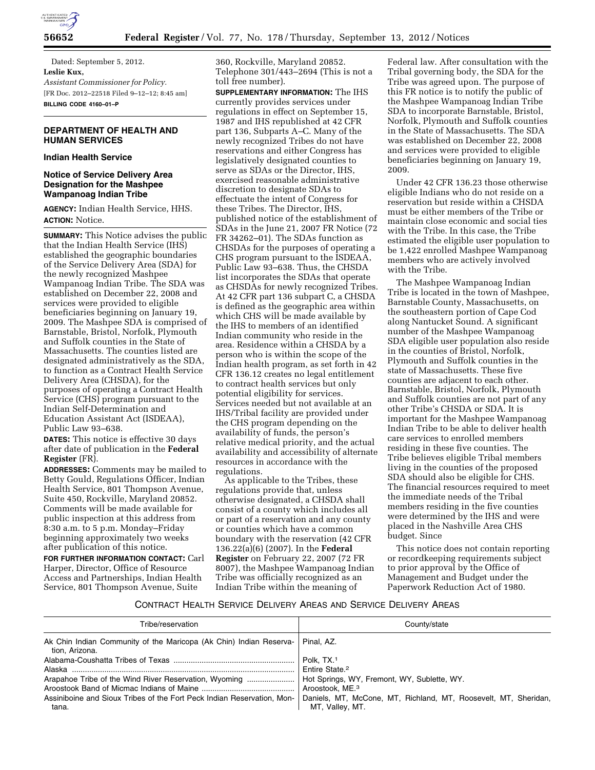Dated: September 5, 2012.

**Leslie Kux,**

*Assistant Commissioner for Policy.*

[FR Doc. 2012–22518 Filed 9–12–12; 8:45 am]

**BILLING CODE 4160–01–P**

## DEPARTMENT OF HEALTH AND HUMAN SERVICES

### Indian Health Service

### Notice of Service Delivery Area Designation for the Mashpee Wampanoag Indian Tribe

**AGENCY:** Indian Health Service, HHS.

**ACTION:** Notice.

**SUMMARY:** This Notice advises the public that the Indian Health Service (IHS) established the geographic boundaries of the Service Delivery Area (SDA) for the newly recognized Mashpee Wampanoag Indian Tribe. The SDA was established on December 22, 2008 and services were provided to eligible beneficiaries beginning on January 19, 2009. The Mashpee SDA is comprised of Barnstable, Bristol, Norfolk, Plymouth and Suffolk counties in the State of Massachusetts. The counties listed are designated administratively as the SDA, to function as a Contract Health Service Delivery Area (CHSDA), for the purposes of operating a Contract Health Service (CHS) program pursuant to the Indian Self-Determination and Education Assistant Act (ISDEAA), Public Law 93–638.

**DATES:** This notice is effective 30 days after date of publication in the **Federal Register** (FR).

**ADDRESSES:** Comments may be mailed to Betty Gould, Regulations Officer, Indian Health Service, 801 Thompson Avenue, Suite 450, Rockville, Maryland 20852. Comments will be made available for public inspection at this address from 8:30 a.m. to 5 p.m. Monday–Friday beginning approximately two weeks after publication of this notice.

**FOR FURTHER INFORMATION CONTACT:** Carl Harper, Director, Office of Resource Access and Partnerships, Indian Health Service, 801 Thompson Avenue, Suite 360, Rockville, Maryland 20852. Telephone 301/443–2694 (This is not a toll free number).

**SUPPLEMENTARY INFORMATION:** The IHS currently provides services under regulations in effect on September 15, 1987 and IHS republished at 42 CFR part 136, Subparts A–C. Many of the newly recognized Tribes do not have reservations and either Congress has legislatively designated counties to serve as SDAs or the Director, IHS, exercised reasonable administrative discretion to designate SDAs to effectuate the intent of Congress for these Tribes. The Director, IHS, published notice of the establishment of SDAs in the June 21, 2007 FR Notice (72 FR 34262–01). The SDAs function as CHSDAs for the purposes of operating a CHS program pursuant to the ISDEAA, Public Law 93–638. Thus, the CHSDA list incorporates the SDAs that operate as CHSDAs for newly recognized Tribes. At 42 CFR part 136 subpart C, a CHSDA is defined as the geographic area within which CHS will be made available by the IHS to members of an identified Indian community who reside in the area. Residence within a CHSDA by a person who is within the scope of the Indian health program, as set forth in 42 CFR 136.12 creates no legal entitlement to contract health services but only potential eligibility for services. Services needed but not available at an IHS/Tribal facility are provided under the CHS program depending on the availability of funds, the person's relative medical priority, and the actual availability and accessibility of alternate resources in accordance with the regulations.

As applicable to the Tribes, these regulations provide that, unless otherwise designated, a CHSDA shall consist of a county which includes all or part of a reservation and any county or counties which have a common boundary with the reservation (42 CFR 136.22(a)(6) (2007). In the **Federal Register** on February 22, 2007 (72 FR 8007), the Mashpee Wampanoag Indian Tribe was officially recognized as an Indian Tribe within the meaning of Federal law. After consultation with the Tribal governing body, the SDA for the Tribe was agreed upon. The purpose of this FR notice is to notify the public of the Mashpee Wampanoag Indian Tribe SDA to incorporate Barnstable, Bristol, Norfolk, Plymouth and Suffolk counties in the State of Massachusetts. The SDA was established on December 22, 2008 and services were provided to eligible beneficiaries beginning on January 19, 2009.

Under 42 CFR 136.23 those otherwise eligible Indians who do not reside on a reservation but reside within a CHSDA must be either members of the Tribe or maintain close economic and social ties with the Tribe. In this case, the Tribe estimated the eligible user population to be 1,422 enrolled Mashpee Wampanoag members who are actively involved with the Tribe.

The Mashpee Wampanoag Indian Tribe is located in the town of Mashpee, Barnstable County, Massachusetts, on the southeastern portion of Cape Cod along Nantucket Sound. A significant number of the Mashpee Wampanoag SDA eligible user population also reside in the counties of Bristol, Norfolk, Plymouth and Suffolk counties in the state of Massachusetts. These five counties are adjacent to each other. Barnstable, Bristol, Norfolk, Plymouth and Suffolk counties are not part of any other Tribe's CHSDA or SDA. It is important for the Mashpee Wampanoag Indian Tribe to be able to deliver health care services to enrolled members residing in these five counties. The Tribe believes eligible Tribal members living in the counties of the proposed SDA should also be eligible for CHS. The financial resources required to meet the immediate needs of the Tribal members residing in the five counties were determined by the IHS and were placed in the Nashville Area CHS budget. Since

This notice does not contain reporting or recordkeeping requirements subject to prior approval by the Office of Management and Budget under the Paperwork Reduction Act of 1980.

CONTRACT HEALTH SERVICE DELIVERY AREAS AND SERVICE DELIVERY AREAS

| Tribe/reservation | County/state |
|---|---|
| Ak Chin Indian Community of the Maricopa (Ak Chin) Indian Reservation, Arizona. | Pinal, AZ. |
| Alabama-Coushatta Tribes of Texas | Polk, TX.[1] |
| Alaska | Entire State.[2] |
| Arapahoe Tribe of the Wind River Reservation, Wyoming | Hot Springs, WY, Fremont, WY, Sublette, WY. |
| Aroostook Band of Micmac Indians of Maine | Aroostook, ME.[3] |
| Assiniboine and Sioux Tribes of the Fort Peck Indian Reservation, Montana. | Daniels, MT, McCone, MT, Richland, MT, Roosevelt, MT, Sheridan, MT, Valley, MT. |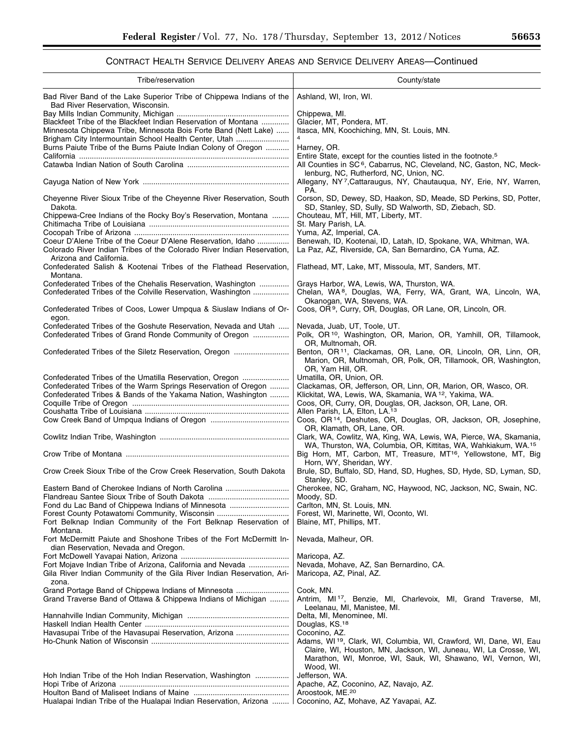## CONTRACT HEALTH SERVICE DELIVERY AREAS AND SERVICE DELIVERY AREAS—Continued

| Tribe/reservation | County/state |
|---|---|
| Bad River Band of the Lake Superior Tribe of Chippewa Indians of the Bad River Reservation, Wisconsin. | Ashland, WI, Iron, WI. |
| Bay Mills Indian Community, Michigan | Chippewa, MI. |
| Blackfeet Tribe of the Blackfeet Indian Reservation of Montana | Glacier, MT, Pondera, MT. |
| Minnesota Chippewa Tribe, Minnesota Bois Forte Band (Nett Lake) | Itasca, MN, Koochiching, MN, St. Louis, MN. |
| Brigham City Intermountain School Health Center, Utah | [4] |
| Burns Paiute Tribe of the Burns Paiute Indian Colony of Oregon | Harney, OR. |
| California | Entire State, except for the counties listed in the footnote.[5] |
| Catawba Indian Nation of South Carolina | All Counties in SC [6], Cabarrus, NC, Cleveland, NC, Gaston, NC, Mecklenburg, NC, Rutherford, NC, Union, NC. |
| Cayuga Nation of New York | Allegany, NY [7], Cattaraugus, NY, Chautauqua, NY, Erie, NY, Warren, PA. |
| Cheyenne River Sioux Tribe of the Cheyenne River Reservation, South Dakota. | Corson, SD, Dewey, SD, Haakon, SD, Meade, SD Perkins, SD, Potter, SD, Stanley, SD, Sully, SD Walworth, SD, Ziebach, SD. |
| Chippewa-Cree Indians of the Rocky Boy's Reservation, Montana | Chouteau, MT, Hill, MT, Liberty, MT. |
| Chitimacha Tribe of Louisiana | St. Mary Parish, LA. |
| Cocopah Tribe of Arizona | Yuma, AZ, Imperial, CA. |
| Coeur D'Alene Tribe of the Coeur D'Alene Reservation, Idaho | Benewah, ID, Kootenai, ID, Latah, ID, Spokane, WA, Whitman, WA. |
| Colorado River Indian Tribes of the Colorado River Indian Reservation, Arizona and California. | La Paz, AZ, Riverside, CA, San Bernardino, CA Yuma, AZ. |
| Confederated Salish & Kootenai Tribes of the Flathead Reservation, Montana. | Flathead, MT, Lake, MT, Missoula, MT, Sanders, MT. |
| Confederated Tribes of the Chehalis Reservation, Washington | Grays Harbor, WA, Lewis, WA, Thurston, WA. |
| Confederated Tribes of the Colville Reservation, Washington | Chelan, WA [8], Douglas, WA, Ferry, WA, Grant, WA, Lincoln, WA, Okanogan, WA, Stevens, WA. |
| Confederated Tribes of Coos, Lower Umpqua & Siuslaw Indians of Oregon. | Coos, OR [9], Curry, OR, Douglas, OR Lane, OR, Lincoln, OR. |
| Confederated Tribes of the Goshute Reservation, Nevada and Utah | Nevada, Juab, UT, Toole, UT. |
| Confederated Tribes of Grand Ronde Community of Oregon | Polk, OR [10], Washington, OR, Marion, OR, Yamhill, OR, Tillamook, OR, Multnomah, OR. |
| Confederated Tribes of the Siletz Reservation, Oregon | Benton, OR [11], Clackamas, OR, Lane, OR, Lincoln, OR, Linn, OR, Marion, OR, Multnomah, OR, Polk, OR, Tillamook, OR, Washington, OR, Yam Hill, OR. |
| Confederated Tribes of the Umatilla Reservation, Oregon | Umatilla, OR, Union, OR. |
| Confederated Tribes of the Warm Springs Reservation of Oregon | Clackamas, OR, Jefferson, OR, Linn, OR, Marion, OR, Wasco, OR. |
| Confederated Tribes & Bands of the Yakama Nation, Washington | Klickitat, WA, Lewis, WA, Skamania, WA [12], Yakima, WA. |
| Coquille Tribe of Oregon | Coos, OR, Curry, OR, Douglas, OR, Jackson, OR, Lane, OR. |
| Coushatta Tribe of Louisiana | Allen Parish, LA, Elton, LA.[13] |
| Cow Creek Band of Umpqua Indians of Oregon | Coos, OR [14], Deshutes, OR, Douglas, OR, Jackson, OR, Josephine, OR, Klamath, OR, Lane, OR. |
| Cowlitz Indian Tribe, Washington | Clark, WA, Cowlitz, WA, King, WA, Lewis, WA, Pierce, WA, Skamania, WA, Thurston, WA, Columbia, OR, Kittitas, WA, Wahkiakum, WA.[15] |
| Crow Tribe of Montana | Big Horn, MT, Carbon, MT, Treasure, MT [16], Yellowstone, MT, Big Horn, WY, Sheridan, WY. |
| Crow Creek Sioux Tribe of the Crow Creek Reservation, South Dakota | Brule, SD, Buffalo, SD, Hand, SD, Hughes, SD, Hyde, SD, Lyman, SD, Stanley, SD. |
| Eastern Band of Cherokee Indians of North Carolina | Cherokee, NC, Graham, NC, Haywood, NC, Jackson, NC, Swain, NC. |
| Flandreau Santee Sioux Tribe of South Dakota | Moody, SD. |
| Fond du Lac Band of Chippewa Indians of Minnesota | Carlton, MN, St. Louis, MN. |
| Forest County Potawatomi Community, Wisconsin | Forest, WI, Marinette, WI, Oconto, WI. |
| Fort Belknap Indian Community of the Fort Belknap Reservation of Montana. | Blaine, MT, Phillips, MT. |
| Fort McDermitt Paiute and Shoshone Tribes of the Fort McDermitt Indian Reservation, Nevada and Oregon. | Nevada, Malheur, OR. |
| Fort McDowell Yavapai Nation, Arizona | Maricopa, AZ. |
| Fort Mojave Indian Tribe of Arizona, California and Nevada | Nevada, Mohave, AZ, San Bernardino, CA. |
| Gila River Indian Community of the Gila River Indian Reservation, Arizona. | Maricopa, AZ, Pinal, AZ. |
| Grand Portage Band of Chippewa Indians of Minnesota | Cook, MN. |
| Grand Traverse Band of Ottawa & Chippewa Indians of Michigan | Antrim, MI [17], Benzie, MI, Charlevoix, MI, Grand Traverse, MI, Leelanau, MI, Manistee, MI. |
| Hannahville Indian Community, Michigan | Delta, MI, Menominee, MI. |
| Haskell Indian Health Center | Douglas, KS.[18] |
| Havasupai Tribe of the Havasupai Reservation, Arizona | Coconino, AZ. |
| Ho-Chunk Nation of Wisconsin | Adams, WI [19], Clark, WI, Columbia, WI, Crawford, WI, Dane, WI, Eau Claire, WI, Houston, MN, Jackson, WI, Juneau, WI, La Crosse, WI, Marathon, WI, Monroe, WI, Sauk, WI, Shawano, WI, Vernon, WI, Wood, WI. |
| Hoh Indian Tribe of the Hoh Indian Reservation, Washington | Jefferson, WA. |
| Hopi Tribe of Arizona | Apache, AZ, Coconino, AZ, Navajo, AZ. |
| Houlton Band of Maliseet Indians of Maine | Aroostook, ME.[20] |
| Hualapai Indian Tribe of the Hualapai Indian Reservation, Arizona | Coconino, AZ, Mohave, AZ Yavapai, AZ. |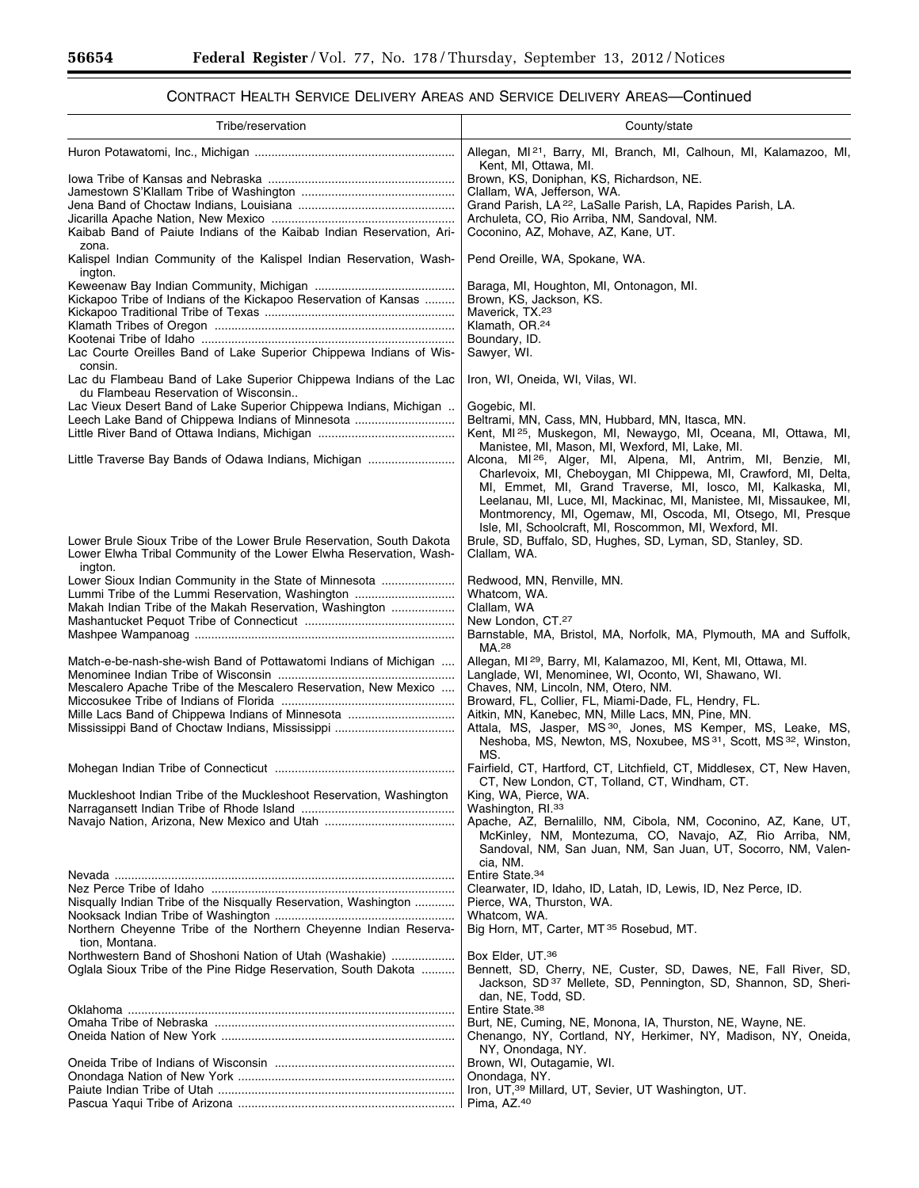## CONTRACT HEALTH SERVICE DELIVERY AREAS AND SERVICE DELIVERY AREAS—Continued

| Tribe/reservation | County/state |
|---|---|
| Huron Potawatomi, Inc., Michigan | Allegan, MI [21], Barry, MI, Branch, MI, Calhoun, MI, Kalamazoo, MI, Kent, MI, Ottawa, MI. |
| Iowa Tribe of Kansas and Nebraska | Brown, KS, Doniphan, KS, Richardson, NE. |
| Jamestown S'Klallam Tribe of Washington | Clallam, WA, Jefferson, WA. |
| Jena Band of Choctaw Indians, Louisiana | Grand Parish, LA [22], LaSalle Parish, LA, Rapides Parish, LA. |
| Jicarilla Apache Nation, New Mexico | Archuleta, CO, Rio Arriba, NM, Sandoval, NM. |
| Kaibab Band of Paiute Indians of the Kaibab Indian Reservation, Arizona. | Coconino, AZ, Mohave, AZ, Kane, UT. |
| Kalispel Indian Community of the Kalispel Indian Reservation, Washington. | Pend Oreille, WA, Spokane, WA. |
| Keweenaw Bay Indian Community, Michigan | Baraga, MI, Houghton, MI, Ontonagon, MI. |
| Kickapoo Tribe of Indians of the Kickapoo Reservation of Kansas | Brown, KS, Jackson, KS. |
| Kickapoo Traditional Tribe of Texas | Maverick, TX.[23] |
| Klamath Tribes of Oregon | Klamath, OR.[24] |
| Kootenai Tribe of Idaho | Boundary, ID. |
| Lac Courte Oreilles Band of Lake Superior Chippewa Indians of Wisconsin. | Sawyer, WI. |
| Lac du Flambeau Band of Lake Superior Chippewa Indians of the Lac du Flambeau Reservation of Wisconsin.. | Iron, WI, Oneida, WI, Vilas, WI. |
| Lac Vieux Desert Band of Lake Superior Chippewa Indians, Michigan .. | Gogebic, MI. |
| Leech Lake Band of Chippewa Indians of Minnesota | Beltrami, MN, Cass, MN, Hubbard, MN, Itasca, MN. |
| Little River Band of Ottawa Indians, Michigan | Kent, MI [25], Muskegon, MI, Newaygo, MI, Oceana, MI, Ottawa, MI, Manistee, MI, Mason, MI, Wexford, MI, Lake, MI. |
| Little Traverse Bay Bands of Odawa Indians, Michigan | Alcona, MI [26], Alger, MI, Alpena, MI, Antrim, MI, Benzie, MI, Charlevoix, MI, Cheboygan, MI Chippewa, MI, Crawford, MI, Delta, MI, Emmet, MI, Grand Traverse, MI, Iosco, MI, Kalkaska, MI, Leelanau, MI, Luce, MI, Mackinac, MI, Manistee, MI, Missaukee, MI, Montmorency, MI, Ogemaw, MI, Oscoda, MI, Otsego, MI, Presque Isle, MI, Schoolcraft, MI, Roscommon, MI, Wexford, MI. |
| Lower Brule Sioux Tribe of the Lower Brule Reservation, South Dakota | Brule, SD, Buffalo, SD, Hughes, SD, Lyman, SD, Stanley, SD. |
| Lower Elwha Tribal Community of the Lower Elwha Reservation, Washington. | Clallam, WA. |
| Lower Sioux Indian Community in the State of Minnesota | Redwood, MN, Renville, MN. |
| Lummi Tribe of the Lummi Reservation, Washington | Whatcom, WA. |
| Makah Indian Tribe of the Makah Reservation, Washington | Clallam, WA |
| Mashantucket Pequot Tribe of Connecticut | New London, CT.[27] |
| Mashpee Wampanoag | Barnstable, MA, Bristol, MA, Norfolk, MA, Plymouth, MA and Suffolk, MA.[28] |
| Match-e-be-nash-she-wish Band of Pottawatomi Indians of Michigan .... | Allegan, MI [29], Barry, MI, Kalamazoo, MI, Kent, MI, Ottawa, MI. |
| Menominee Indian Tribe of Wisconsin | Langlade, WI, Menominee, WI, Oconto, WI, Shawano, WI. |
| Mescalero Apache Tribe of the Mescalero Reservation, New Mexico .... | Chaves, NM, Lincoln, NM, Otero, NM. |
| Miccosukee Tribe of Indians of Florida | Broward, FL, Collier, FL, Miami-Dade, FL, Hendry, FL. |
| Mille Lacs Band of Chippewa Indians of Minnesota | Aitkin, MN, Kanebec, MN, Mille Lacs, MN, Pine, MN. |
| Mississippi Band of Choctaw Indians, Mississippi | Attala, MS, Jasper, MS [30], Jones, MS Kemper, MS, Leake, MS, Neshoba, MS, Newton, MS, Noxubee, MS [31], Scott, MS [32], Winston, MS. |
| Mohegan Indian Tribe of Connecticut | Fairfield, CT, Hartford, CT, Litchfield, CT, Middlesex, CT, New Haven, CT, New London, CT, Tolland, CT, Windham, CT. |
| Muckleshoot Indian Tribe of the Muckleshoot Reservation, Washington | King, WA, Pierce, WA. |
| Narragansett Indian Tribe of Rhode Island | Washington, RI.[33] |
| Navajo Nation, Arizona, New Mexico and Utah | Apache, AZ, Bernalillo, NM, Cibola, NM, Coconino, AZ, Kane, UT, McKinley, NM, Montezuma, CO, Navajo, AZ, Rio Arriba, NM, Sandoval, NM, San Juan, NM, San Juan, UT, Socorro, NM, Valencia, NM. |
| Nevada | Entire State.[34] |
| Nez Perce Tribe of Idaho | Clearwater, ID, Idaho, ID, Latah, ID, Lewis, ID, Nez Perce, ID. |
| Nisqually Indian Tribe of the Nisqually Reservation, Washington | Pierce, WA, Thurston, WA. |
| Nooksack Indian Tribe of Washington | Whatcom, WA. |
| Northern Cheyenne Tribe of the Northern Cheyenne Indian Reservation, Montana. | Big Horn, MT, Carter, MT [35] Rosebud, MT. |
| Northwestern Band of Shoshoni Nation of Utah (Washakie) | Box Elder, UT.[36] |
| Oglala Sioux Tribe of the Pine Ridge Reservation, South Dakota | Bennett, SD, Cherry, NE, Custer, SD, Dawes, NE, Fall River, SD, Jackson, SD [37] Mellete, SD, Pennington, SD, Shannon, SD, Sheridan, NE, Todd, SD. |
| Oklahoma | Entire State.[38] |
| Omaha Tribe of Nebraska | Burt, NE, Cuming, NE, Monona, IA, Thurston, NE, Wayne, NE. |
| Oneida Nation of New York | Chenango, NY, Cortland, NY, Herkimer, NY, Madison, NY, Oneida, NY, Onondaga, NY. |
| Oneida Tribe of Indians of Wisconsin | Brown, WI, Outagamie, WI. |
| Onondaga Nation of New York | Onondaga, NY. |
| Paiute Indian Tribe of Utah | Iron, UT,[39] Millard, UT, Sevier, UT Washington, UT. |
| Pascua Yaqui Tribe of Arizona | Pima, AZ.[40] |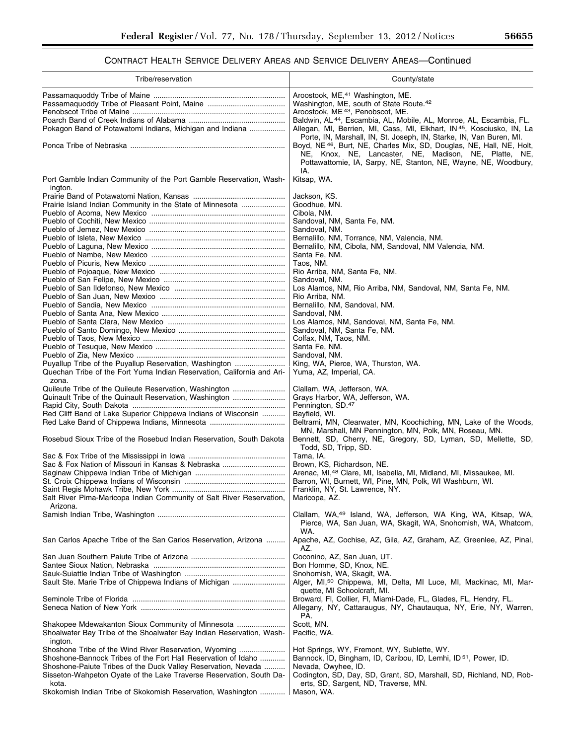## CONTRACT HEALTH SERVICE DELIVERY AREAS AND SERVICE DELIVERY AREAS—Continued

| Tribe/reservation | County/state |
| --- | --- |
| Passamaquoddy Tribe of Maine | Aroostook, ME,[41] Washington, ME. |
| Passamaquoddy Tribe of Pleasant Point, Maine | Washington, ME, south of State Route.[42] |
| Penobscot Tribe of Maine | Aroostook, ME[43], Penobscot, ME. |
| Poarch Band of Creek Indians of Alabama | Baldwin, AL[44], Escambia, AL, Mobile, AL, Monroe, AL, Escambia, FL. |
| Pokagon Band of Potawatomi Indians, Michigan and Indiana | Allegan, MI, Berrien, MI, Cass, MI, Elkhart, IN[45], Kosciusko, IN, La Porte, IN, Marshall, IN, St. Joseph, IN, Starke, IN, Van Buren, MI. |
| Ponca Tribe of Nebraska | Boyd, NE[46], Burt, NE, Charles Mix, SD, Douglas, NE, Hall, NE, Holt, NE, Knox, NE, Lancaster, NE, Madison, NE, Platte, NE, Pottawattomie, IA, Sarpy, NE, Stanton, NE, Wayne, NE, Woodbury, IA. |
| Port Gamble Indian Community of the Port Gamble Reservation, Washington. | Kitsap, WA. |
| Prairie Band of Potawatomi Nation, Kansas | Jackson, KS. |
| Prairie Island Indian Community in the State of Minnesota | Goodhue, MN. |
| Pueblo of Acoma, New Mexico | Cibola, NM. |
| Pueblo of Cochiti, New Mexico | Sandoval, NM, Santa Fe, NM. |
| Pueblo of Jemez, New Mexico | Sandoval, NM. |
| Pueblo of Isleta, New Mexico | Bernalillo, NM, Torrance, NM, Valencia, NM. |
| Pueblo of Laguna, New Mexico | Bernalillo, NM, Cibola, NM, Sandoval, NM Valencia, NM. |
| Pueblo of Nambe, New Mexico | Santa Fe, NM. |
| Pueblo of Picuris, New Mexico | Taos, NM. |
| Pueblo of Pojoaque, New Mexico | Rio Arriba, NM, Santa Fe, NM. |
| Pueblo of San Felipe, New Mexico | Sandoval, NM. |
| Pueblo of San Ildefonso, New Mexico | Los Alamos, NM, Rio Arriba, NM, Sandoval, NM, Santa Fe, NM. |
| Pueblo of San Juan, New Mexico | Rio Arriba, NM. |
| Pueblo of Sandia, New Mexico | Bernalillo, NM, Sandoval, NM. |
| Pueblo of Santa Ana, New Mexico | Sandoval, NM. |
| Pueblo of Santa Clara, New Mexico | Los Alamos, NM, Sandoval, NM, Santa Fe, NM. |
| Pueblo of Santo Domingo, New Mexico | Sandoval, NM, Santa Fe, NM. |
| Pueblo of Taos, New Mexico | Colfax, NM, Taos, NM. |
| Pueblo of Tesuque, New Mexico | Santa Fe, NM. |
| Pueblo of Zia, New Mexico | Sandoval, NM. |
| Puyallup Tribe of the Puyallup Reservation, Washington | King, WA, Pierce, WA, Thurston, WA. |
| Quechan Tribe of the Fort Yuma Indian Reservation, California and Arizona. | Yuma, AZ, Imperial, CA. |
| Quileute Tribe of the Quileute Reservation, Washington | Clallam, WA, Jefferson, WA. |
| Quinault Tribe of the Quinault Reservation, Washington | Grays Harbor, WA, Jefferson, WA. |
| Rapid City, South Dakota | Pennington, SD.[47] |
| Red Cliff Band of Lake Superior Chippewa Indians of Wisconsin | Bayfield, WI. |
| Red Lake Band of Chippewa Indians, Minnesota | Beltrami, MN, Clearwater, MN, Koochiching, MN, Lake of the Woods, MN, Marshall, MN Pennington, MN, Polk, MN, Roseau, MN. |
| Rosebud Sioux Tribe of the Rosebud Indian Reservation, South Dakota | Bennett, SD, Cherry, NE, Gregory, SD, Lyman, SD, Mellette, SD, Todd, SD, Tripp, SD. |
| Sac & Fox Tribe of the Mississippi in Iowa | Tama, IA. |
| Sac & Fox Nation of Missouri in Kansas & Nebraska | Brown, KS, Richardson, NE. |
| Saginaw Chippewa Indian Tribe of Michigan | Arenac, MI,[48] Clare, MI, Isabella, MI, Midland, MI, Missaukee, MI. |
| St. Croix Chippewa Indians of Wisconsin | Barron, WI, Burnett, WI, Pine, MN, Polk, WI Washburn, WI. |
| Saint Regis Mohawk Tribe, New York | Franklin, NY, St. Lawrence, NY. |
| Salt River Pima-Maricopa Indian Community of Salt River Reservation, Arizona. | Maricopa, AZ. |
| Samish Indian Tribe, Washington | Clallam, WA,[49] Island, WA, Jefferson, WA King, WA, Kitsap, WA, Pierce, WA, San Juan, WA, Skagit, WA, Snohomish, WA, Whatcom, WA. |
| San Carlos Apache Tribe of the San Carlos Reservation, Arizona | Apache, AZ, Cochise, AZ, Gila, AZ, Graham, AZ, Greenlee, AZ, Pinal, AZ. |
| San Juan Southern Paiute Tribe of Arizona | Coconino, AZ, San Juan, UT. |
| Santee Sioux Nation, Nebraska | Bon Homme, SD, Knox, NE. |
| Sauk-Suiattle Indian Tribe of Washington | Snohomish, WA, Skagit, WA. |
| Sault Ste. Marie Tribe of Chippewa Indians of Michigan | Alger, MI,[50] Chippewa, MI, Delta, MI Luce, MI, Mackinac, MI, Marquette, MI Schoolcraft, MI. |
| Seminole Tribe of Florida | Broward, Fl, Collier, Fl, Miami-Dade, FL, Glades, FL, Hendry, FL. |
| Seneca Nation of New York | Allegany, NY, Cattaraugus, NY, Chautauqua, NY, Erie, NY, Warren, PA. |
| Shakopee Mdewakanton Sioux Community of Minnesota | Scott, MN. |
| Shoalwater Bay Tribe of the Shoalwater Bay Indian Reservation, Washington. | Pacific, WA. |
| Shoshone Tribe of the Wind River Reservation, Wyoming | Hot Springs, WY, Fremont, WY, Sublette, WY. |
| Shoshone-Bannock Tribes of the Fort Hall Reservation of Idaho | Bannock, ID, Bingham, ID, Caribou, ID, Lemhi, ID[51], Power, ID. |
| Shoshone-Paiute Tribes of the Duck Valley Reservation, Nevada | Nevada, Owyhee, ID. |
| Sisseton-Wahpeton Oyate of the Lake Traverse Reservation, South Dakota. | Codington, SD, Day, SD, Grant, SD, Marshall, SD, Richland, ND, Roberts, SD, Sargent, ND, Traverse, MN. |
| Skokomish Indian Tribe of Skokomish Reservation, Washington | Mason, WA. |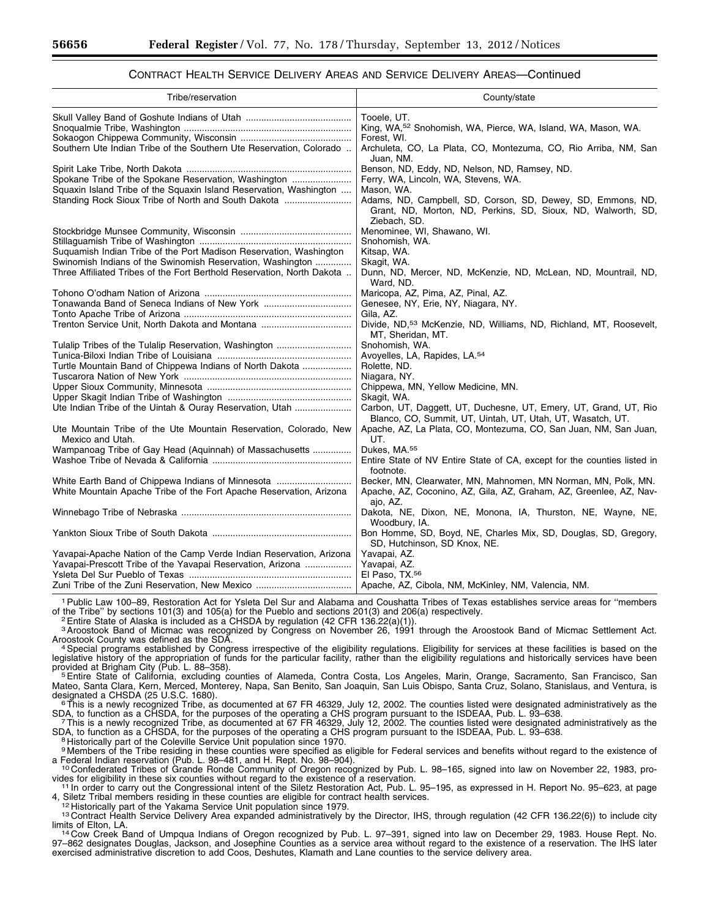CONTRACT HEALTH SERVICE DELIVERY AREAS AND SERVICE DELIVERY AREAS—Continued

| Tribe/reservation | County/state |
|---|---|
| Skull Valley Band of Goshute Indians of Utah | Tooele, UT. |
| Snoqualmie Tribe, Washington | King, WA,[52] Snohomish, WA, Pierce, WA, Island, WA, Mason, WA. |
| Sokaogon Chippewa Community, Wisconsin | Forest, WI. |
| Southern Ute Indian Tribe of the Southern Ute Reservation, Colorado | Archuleta, CO, La Plata, CO, Montezuma, CO, Rio Arriba, NM, San Juan, NM. |
| Spirit Lake Tribe, North Dakota | Benson, ND, Eddy, ND, Nelson, ND, Ramsey, ND. |
| Spokane Tribe of the Spokane Reservation, Washington | Ferry, WA, Lincoln, WA, Stevens, WA. |
| Squaxin Island Tribe of the Squaxin Island Reservation, Washington | Mason, WA. |
| Standing Rock Sioux Tribe of North and South Dakota | Adams, ND, Campbell, SD, Corson, SD, Dewey, SD, Emmons, ND, Grant, ND, Morton, ND, Perkins, SD, Sioux, ND, Walworth, SD, Ziebach, SD. |
| Stockbridge Munsee Community, Wisconsin | Menominee, WI, Shawano, WI. |
| Stillaguamish Tribe of Washington | Snohomish, WA. |
| Suquamish Indian Tribe of the Port Madison Reservation, Washington | Kitsap, WA. |
| Swinomish Indians of the Swinomish Reservation, Washington | Skagit, WA. |
| Three Affiliated Tribes of the Fort Berthold Reservation, North Dakota | Dunn, ND, Mercer, ND, McKenzie, ND, McLean, ND, Mountrail, ND, Ward, ND. |
| Tohono O'odham Nation of Arizona | Maricopa, AZ, Pima, AZ, Pinal, AZ. |
| Tonawanda Band of Seneca Indians of New York | Genesee, NY, Erie, NY, Niagara, NY. |
| Tonto Apache Tribe of Arizona | Gila, AZ. |
| Trenton Service Unit, North Dakota and Montana | Divide, ND,[53] McKenzie, ND, Williams, ND, Richland, MT, Roosevelt, MT, Sheridan, MT. |
| Tulalip Tribes of the Tulalip Reservation, Washington | Snohomish, WA. |
| Tunica-Biloxi Indian Tribe of Louisiana | Avoyelles, LA, Rapides, LA.[54] |
| Turtle Mountain Band of Chippewa Indians of North Dakota | Rolette, ND. |
| Tuscarora Nation of New York | Niagara, NY. |
| Upper Sioux Community, Minnesota | Chippewa, MN, Yellow Medicine, MN. |
| Upper Skagit Indian Tribe of Washington | Skagit, WA. |
| Ute Indian Tribe of the Uintah & Ouray Reservation, Utah | Carbon, UT, Daggett, UT, Duchesne, UT, Emery, UT, Grand, UT, Rio Blanco, CO, Summit, UT, Uintah, UT, Utah, UT, Wasatch, UT. |
| Ute Mountain Tribe of the Ute Mountain Reservation, Colorado, New Mexico and Utah. | Apache, AZ, La Plata, CO, Montezuma, CO, San Juan, NM, San Juan, UT. |
| Wampanoag Tribe of Gay Head (Aquinnah) of Massachusetts | Dukes, MA.[55] |
| Washoe Tribe of Nevada & California | Entire State of NV Entire State of CA, except for the counties listed in footnote. |
| White Earth Band of Chippewa Indians of Minnesota | Becker, MN, Clearwater, MN, Mahnomen, MN Norman, MN, Polk, MN. |
| White Mountain Apache Tribe of the Fort Apache Reservation, Arizona | Apache, AZ, Coconino, AZ, Gila, AZ, Graham, AZ, Greenlee, AZ, Navajo, AZ. |
| Winnebago Tribe of Nebraska | Dakota, NE, Dixon, NE, Monona, IA, Thurston, NE, Wayne, NE, Woodbury, IA. |
| Yankton Sioux Tribe of South Dakota | Bon Homme, SD, Boyd, NE, Charles Mix, SD, Douglas, SD, Gregory, SD, Hutchinson, SD Knox, NE. |
| Yavapai-Apache Nation of the Camp Verde Indian Reservation, Arizona | Yavapai, AZ. |
| Yavapai-Prescott Tribe of the Yavapai Reservation, Arizona | Yavapai, AZ. |
| Ysleta Del Sur Pueblo of Texas | El Paso, TX.[56] |
| Zuni Tribe of the Zuni Reservation, New Mexico | Apache, AZ, Cibola, NM, McKinley, NM, Valencia, NM. |

[1] Public Law 100–89, Restoration Act for Ysleta Del Sur and Alabama and Coushatta Tribes of Texas establishes service areas for "members of the Tribe" by sections 101(3) and 105(a) for the Pueblo and sections 201(3) and 206(a) respectively.

[2] Entire State of Alaska is included as a CHSDA by regulation (42 CFR 136.22(a)(1)).

[3] Aroostook Band of Micmac was recognized by Congress on November 26, 1991 through the Aroostook Band of Micmac Settlement Act. Aroostook County was defined as the SDA.

[4] Special programs established by Congress irrespective of the eligibility regulations. Eligibility for services at these facilities is based on the legislative history of the appropriation of funds for the particular facility, rather than the eligibility regulations and historically services have been provided at Brigham City (Pub. L. 88–358).

[5] Entire State of California, excluding counties of Alameda, Contra Costa, Los Angeles, Marin, Orange, Sacramento, San Francisco, San Mateo, Santa Clara, Kern, Merced, Monterey, Napa, San Benito, San Joaquin, San Luis Obispo, Santa Cruz, Solano, Stanislaus, and Ventura, is designated a CHSDA (25 U.S.C. 1680).

[6] This is a newly recognized Tribe, as documented at 67 FR 46329, July 12, 2002. The counties listed were designated administratively as the SDA, to function as a CHSDA, for the purposes of the operating a CHS program pursuant to the ISDEAA, Pub. L. 93–638.

[7] This is a newly recognized Tribe, as documented at 67 FR 46329, July 12, 2002. The counties listed were designated administratively as the SDA, to function as a CHSDA, for the purposes of the operating a CHS program pursuant to the ISDEAA, Pub. L. 93–638.

[8] Historically part of the Coleville Service Unit population since 1970.

[9] Members of the Tribe residing in these counties were specified as eligible for Federal services and benefits without regard to the existence of a Federal Indian reservation (Pub. L. 98–481, and H. Rept. No. 98–904).

[10] Confederated Tribes of Grande Ronde Community of Oregon recognized by Pub. L. 98–165, signed into law on November 22, 1983, provides for eligibility in these six counties without regard to the existence of a reservation.

[11] In order to carry out the Congressional intent of the Siletz Restoration Act, Pub. L. 95–195, as expressed in H. Report No. 95–623, at page 4, Siletz Tribal members residing in these counties are eligible for contract health services.

[12] Historically part of the Yakama Service Unit population since 1979.

[13] Contract Health Service Delivery Area expanded administratively by the Director, IHS, through regulation (42 CFR 136.22(6)) to include city limits of Elton, LA.

[14] Cow Creek Band of Umpqua Indians of Oregon recognized by Pub. L. 97–391, signed into law on December 29, 1983. House Rept. No. 97–862 designates Douglas, Jackson, and Josephine Counties as a service area without regard to the existence of a reservation. The IHS later exercised administrative discretion to add Coos, Deshutes, Klamath and Lane counties to the service delivery area.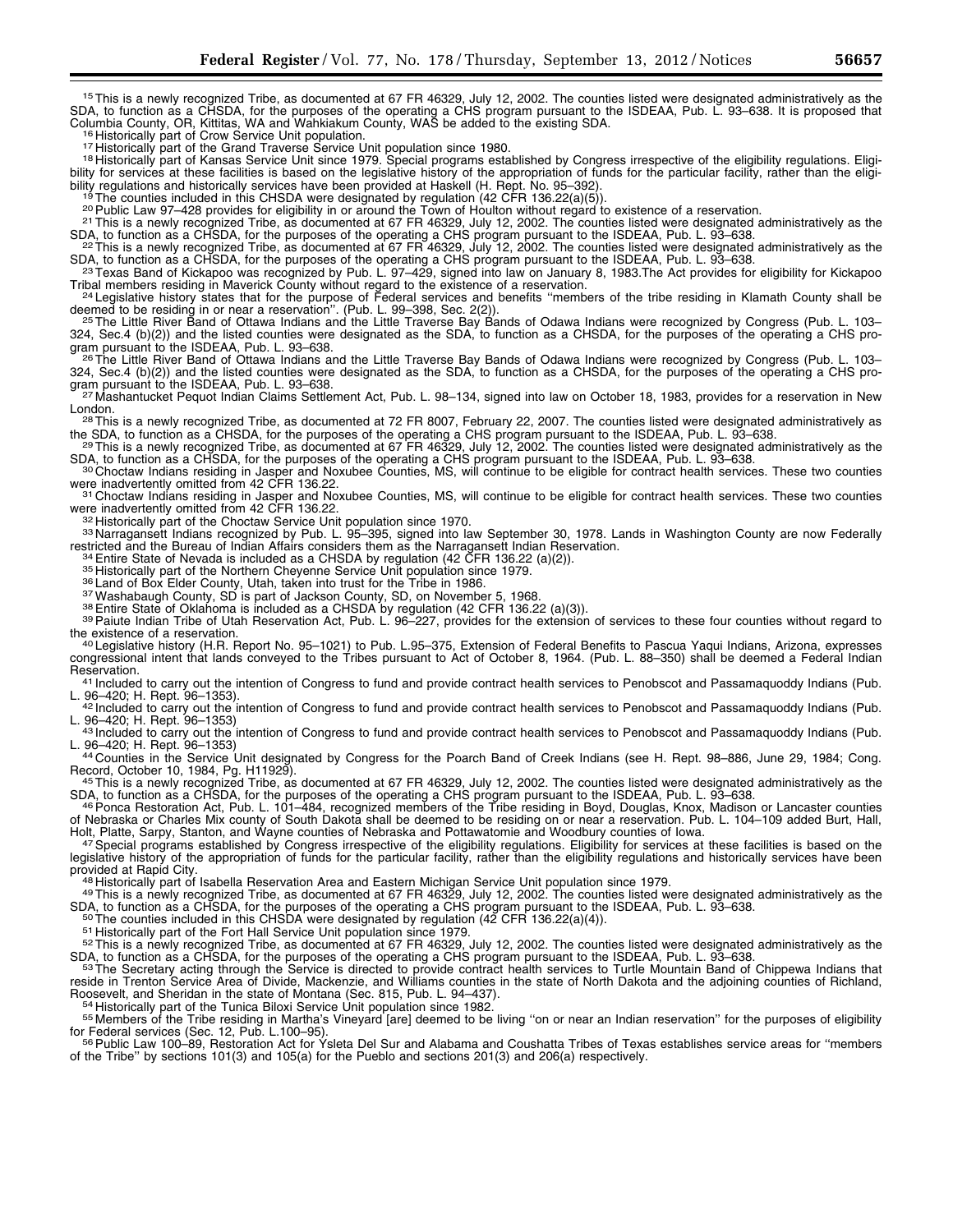[15] This is a newly recognized Tribe, as documented at 67 FR 46329, July 12, 2002. The counties listed were designated administratively as the SDA, to function as a CHSDA, for the purposes of the operating a CHS program pursuant to the ISDEAA, Pub. L. 93–638. It is proposed that Columbia County, OR, Kittitas, WA and Wahkiakum County, WAS be added to the existing SDA.

[16] Historically part of Crow Service Unit population.

[17] Historically part of the Grand Traverse Service Unit population since 1980.

[18] Historically part of Kansas Service Unit since 1979. Special programs established by Congress irrespective of the eligibility regulations. Eligibility for services at these facilities is based on the legislative history of the appropriation of funds for the particular facility, rather than the eligibility regulations and historically services have been provided at Haskell (H. Rept. No. 95–392).

[19] The counties included in this CHSDA were designated by regulation (42 CFR 136.22(a)(5)).

[20] Public Law 97–428 provides for eligibility in or around the Town of Houlton without regard to existence of a reservation.

[21] This is a newly recognized Tribe, as documented at 67 FR 46329, July 12, 2002. The counties listed were designated administratively as the SDA, to function as a CHSDA, for the purposes of the operating a CHS program pursuant to the ISDEAA, Pub. L. 93–638.

[22] This is a newly recognized Tribe, as documented at 67 FR 46329, July 12, 2002. The counties listed were designated administratively as the SDA, to function as a CHSDA, for the purposes of the operating a CHS program pursuant to the ISDEAA, Pub. L. 93–638.

[23] Texas Band of Kickapoo was recognized by Pub. L. 97–429, signed into law on January 8, 1983.The Act provides for eligibility for Kickapoo Tribal members residing in Maverick County without regard to the existence of a reservation.

[24] Legislative history states that for the purpose of Federal services and benefits ''members of the tribe residing in Klamath County shall be deemed to be residing in or near a reservation''. (Pub. L. 99–398, Sec. 2(2)).

[25] The Little River Band of Ottawa Indians and the Little Traverse Bay Bands of Odawa Indians were recognized by Congress (Pub. L. 103–324, Sec.4 (b)(2)) and the listed counties were designated as the SDA, to function as a CHSDA, for the purposes of the operating a CHS program pursuant to the ISDEAA, Pub. L. 93–638.

[26] The Little River Band of Ottawa Indians and the Little Traverse Bay Bands of Odawa Indians were recognized by Congress (Pub. L. 103–324, Sec.4 (b)(2)) and the listed counties were designated as the SDA, to function as a CHSDA, for the purposes of the operating a CHS program pursuant to the ISDEAA, Pub. L. 93–638.

[27] Mashantucket Pequot Indian Claims Settlement Act, Pub. L. 98–134, signed into law on October 18, 1983, provides for a reservation in New London.

[28] This is a newly recognized Tribe, as documented at 72 FR 8007, February 22, 2007. The counties listed were designated administratively as the SDA, to function as a CHSDA, for the purposes of the operating a CHS program pursuant to the ISDEAA, Pub. L. 93–638.

[29] This is a newly recognized Tribe, as documented at 67 FR 46329, July 12, 2002. The counties listed were designated administratively as the SDA, to function as a CHSDA, for the purposes of the operating a CHS program pursuant to the ISDEAA, Pub. L. 93–638.

[30] Choctaw Indians residing in Jasper and Noxubee Counties, MS, will continue to be eligible for contract health services. These two counties were inadvertently omitted from 42 CFR 136.22.

[31] Choctaw Indians residing in Jasper and Noxubee Counties, MS, will continue to be eligible for contract health services. These two counties were inadvertently omitted from 42 CFR 136.22.

[32] Historically part of the Choctaw Service Unit population since 1970.

[33] Narragansett Indians recognized by Pub. L. 95–395, signed into law September 30, 1978. Lands in Washington County are now Federally restricted and the Bureau of Indian Affairs considers them as the Narragansett Indian Reservation.

[34] Entire State of Nevada is included as a CHSDA by regulation (42 CFR 136.22 (a)(2)).

[35] Historically part of the Northern Cheyenne Service Unit population since 1979.

[36] Land of Box Elder County, Utah, taken into trust for the Tribe in 1986.

[37] Washabaugh County, SD is part of Jackson County, SD, on November 5, 1968.

[38] Entire State of Oklahoma is included as a CHSDA by regulation (42 CFR 136.22 (a)(3)).

[39] Paiute Indian Tribe of Utah Reservation Act, Pub. L. 96–227, provides for the extension of services to these four counties without regard to the existence of a reservation.

[40] Legislative history (H.R. Report No. 95–1021) to Pub. L.95–375, Extension of Federal Benefits to Pascua Yaqui Indians, Arizona, expresses congressional intent that lands conveyed to the Tribes pursuant to Act of October 8, 1964. (Pub. L. 88–350) shall be deemed a Federal Indian Reservation.

[41] Included to carry out the intention of Congress to fund and provide contract health services to Penobscot and Passamaquoddy Indians (Pub. L. 96–420; H. Rept. 96–1353).

[42] Included to carry out the intention of Congress to fund and provide contract health services to Penobscot and Passamaquoddy Indians (Pub. L. 96–420; H. Rept. 96–1353)

[43] Included to carry out the intention of Congress to fund and provide contract health services to Penobscot and Passamaquoddy Indians (Pub. L. 96–420; H. Rept. 96–1353)

[44] Counties in the Service Unit designated by Congress for the Poarch Band of Creek Indians (see H. Rept. 98–886, June 29, 1984; Cong. Record, October 10, 1984, Pg. H11929).

[45] This is a newly recognized Tribe, as documented at 67 FR 46329, July 12, 2002. The counties listed were designated administratively as the SDA, to function as a CHSDA, for the purposes of the operating a CHS program pursuant to the ISDEAA, Pub. L. 93–638.

[46] Ponca Restoration Act, Pub. L. 101–484, recognized members of the Tribe residing in Boyd, Douglas, Knox, Madison or Lancaster counties of Nebraska or Charles Mix county of South Dakota shall be deemed to be residing on or near a reservation. Pub. L. 104–109 added Burt, Hall, Holt, Platte, Sarpy, Stanton, and Wayne counties of Nebraska and Pottawatomie and Woodbury counties of Iowa.

[47] Special programs established by Congress irrespective of the eligibility regulations. Eligibility for services at these facilities is based on the legislative history of the appropriation of funds for the particular facility, rather than the eligibility regulations and historically services have been provided at Rapid City.

[48] Historically part of Isabella Reservation Area and Eastern Michigan Service Unit population since 1979.

[49] This is a newly recognized Tribe, as documented at 67 FR 46329, July 12, 2002. The counties listed were designated administratively as the SDA, to function as a CHSDA, for the purposes of the operating a CHS program pursuant to the ISDEAA, Pub. L. 93–638.

[50] The counties included in this CHSDA were designated by regulation (42 CFR 136.22(a)(4)).

[51] Historically part of the Fort Hall Service Unit population since 1979.

[52] This is a newly recognized Tribe, as documented at 67 FR 46329, July 12, 2002. The counties listed were designated administratively as the SDA, to function as a CHSDA, for the purposes of the operating a CHS program pursuant to the ISDEAA, Pub. L. 93–638.

[53] The Secretary acting through the Service is directed to provide contract health services to Turtle Mountain Band of Chippewa Indians that reside in Trenton Service Area of Divide, Mackenzie, and Williams counties in the state of North Dakota and the adjoining counties of Richland, Roosevelt, and Sheridan in the state of Montana (Sec. 815, Pub. L. 94–437).

[54] Historically part of the Tunica Biloxi Service Unit population since 1982.

[55] Members of the Tribe residing in Martha's Vineyard [are] deemed to be living ''on or near an Indian reservation'' for the purposes of eligibility for Federal services (Sec. 12, Pub. L.100–95).

[56] Public Law 100–89, Restoration Act for Ysleta Del Sur and Alabama and Coushatta Tribes of Texas establishes service areas for ''members of the Tribe'' by sections 101(3) and 105(a) for the Pueblo and sections 201(3) and 206(a) respectively.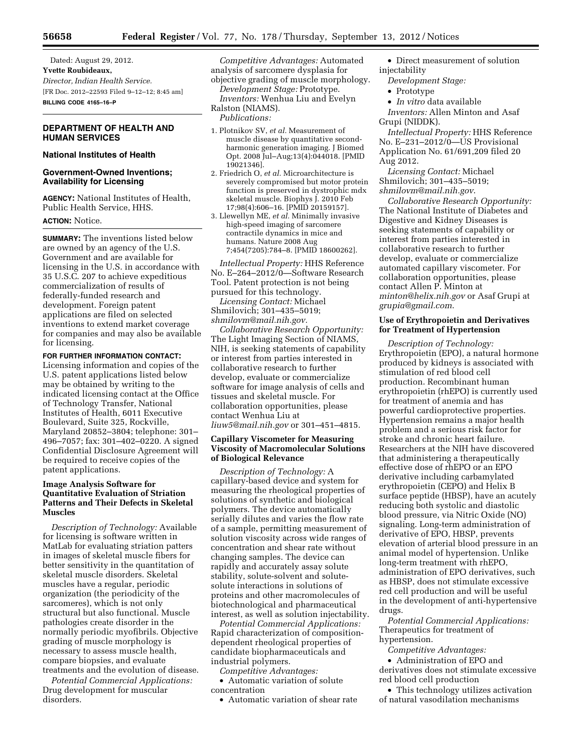Dated: August 29, 2012.

**Yvette Roubideaux,**

*Director, Indian Health Service.*

[FR Doc. 2012–22593 Filed 9–12–12; 8:45 am]

**BILLING CODE 4165–16–P**

## DEPARTMENT OF HEALTH AND HUMAN SERVICES

### National Institutes of Health

### Government-Owned Inventions; Availability for Licensing

**AGENCY:** National Institutes of Health, Public Health Service, HHS.

**ACTION:** Notice.

**SUMMARY:** The inventions listed below are owned by an agency of the U.S. Government and are available for licensing in the U.S. in accordance with 35 U.S.C. 207 to achieve expeditious commercialization of results of federally-funded research and development. Foreign patent applications are filed on selected inventions to extend market coverage for companies and may also be available for licensing.

**FOR FURTHER INFORMATION CONTACT:** Licensing information and copies of the U.S. patent applications listed below may be obtained by writing to the indicated licensing contact at the Office of Technology Transfer, National Institutes of Health, 6011 Executive Boulevard, Suite 325, Rockville, Maryland 20852–3804; telephone: 301–496–7057; fax: 301–402–0220. A signed Confidential Disclosure Agreement will be required to receive copies of the patent applications.

### Image Analysis Software for Quantitative Evaluation of Striation Patterns and Their Defects in Skeletal Muscles

*Description of Technology:* Available for licensing is software written in MatLab for evaluating striation patters in images of skeletal muscle fibers for better sensitivity in the quantitation of skeletal muscle disorders. Skeletal muscles have a regular, periodic organization (the periodicity of the sarcomeres), which is not only structural but also functional. Muscle pathologies create disorder in the normally periodic myofibrils. Objective grading of muscle morphology is necessary to assess muscle health, compare biopsies, and evaluate treatments and the evolution of disease.

*Potential Commercial Applications:* Drug development for muscular disorders.

*Competitive Advantages:* Automated analysis of sarcomere dysplasia for objective grading of muscle morphology.

*Development Stage:* Prototype.

*Inventors:* Wenhua Liu and Evelyn Ralston (NIAMS).

*Publications:*

1. Plotnikov SV, *et al.* Measurement of muscle disease by quantitative second-harmonic generation imaging. J Biomed Opt. 2008 Jul–Aug;13(4):044018. [PMID 19021346].
2. Friedrich O, *et al.* Microarchitecture is severely compromised but motor protein function is preserved in dystrophic mdx skeletal muscle. Biophys J. 2010 Feb 17;98(4):606–16. [PMID 20159157].
3. Llewellyn ME, *et al.* Minimally invasive high-speed imaging of sarcomere contractile dynamics in mice and humans. Nature 2008 Aug 7;454(7205):784–8. [PMID 18600262].

*Intellectual Property:* HHS Reference No. E–264–2012/0—Software Research Tool. Patent protection is not being pursued for this technology.

*Licensing Contact:* Michael Shmilovich; 301–435–5019; *shmilovm@mail.nih.gov.*

*Collaborative Research Opportunity:* The Light Imaging Section of NIAMS, NIH, is seeking statements of capability or interest from parties interested in collaborative research to further develop, evaluate or commercialize software for image analysis of cells and tissues and skeletal muscle. For collaboration opportunities, please contact Wenhua Liu at *liuw5@mail.nih.gov* or 301–451–4815.

### Capillary Viscometer for Measuring Viscosity of Macromolecular Solutions of Biological Relevance

*Description of Technology:* A capillary-based device and system for measuring the rheological properties of solutions of synthetic and biological polymers. The device automatically serially dilutes and varies the flow rate of a sample, permitting measurement of solution viscosity across wide ranges of concentration and shear rate without changing samples. The device can rapidly and accurately assay solute stability, solute-solvent and solute-solute interactions in solutions of proteins and other macromolecules of biotechnological and pharmaceutical interest, as well as solution injectability.

*Potential Commercial Applications:* Rapid characterization of composition-dependent rheological properties of candidate biopharmaceuticals and industrial polymers.

*Competitive Advantages:*

- Automatic variation of solute concentration
- Automatic variation of shear rate
- Direct measurement of solution injectability

*Development Stage:*

- Prototype
- *In vitro* data available

*Inventors:* Allen Minton and Asaf Grupi (NIDDK).

*Intellectual Property:* HHS Reference No. E–231–2012/0—US Provisional Application No. 61/691,209 filed 20 Aug 2012.

*Licensing Contact:* Michael Shmilovich; 301–435–5019; *shmilovm@mail.nih.gov*.

*Collaborative Research Opportunity:* The National Institute of Diabetes and Digestive and Kidney Diseases is seeking statements of capability or interest from parties interested in collaborative research to further develop, evaluate or commercialize automated capillary viscometer. For collaboration opportunities, please contact Allen P. Minton at *minton@helix.nih.gov* or Asaf Grupi at *grupia@gmail.com*.

### Use of Erythropoietin and Derivatives for Treatment of Hypertension

*Description of Technology:* Erythropoietin (EPO), a natural hormone produced by kidneys is associated with stimulation of red blood cell production. Recombinant human erythropoietin (rhEPO) is currently used for treatment of anemia and has powerful cardioprotective properties. Hypertension remains a major health problem and a serious risk factor for stroke and chronic heart failure. Researchers at the NIH have discovered that administering a therapeutically effective dose of rhEPO or an EPO derivative including carbamylated erythropoietin (CEPO) and Helix B surface peptide (HBSP), have an acutely reducing both systolic and diastolic blood pressure, via Nitric Oxide (NO) signaling. Long-term administration of derivative of EPO, HBSP, prevents elevation of arterial blood pressure in an animal model of hypertension. Unlike long-term treatment with rhEPO, administration of EPO derivatives, such as HBSP, does not stimulate excessive red cell production and will be useful in the development of anti-hypertensive drugs.

*Potential Commercial Applications:* Therapeutics for treatment of hypertension.

*Competitive Advantages:*

- Administration of EPO and derivatives does not stimulate excessive red blood cell production
- This technology utilizes activation of natural vasodilation mechanisms